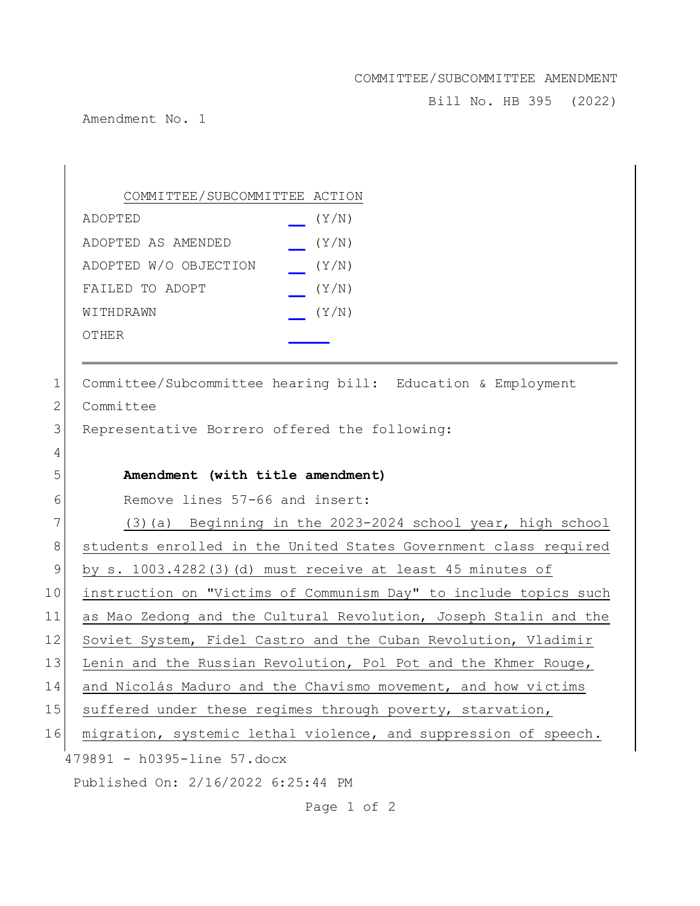COMMITTEE/SUBCOMMITTEE AMENDMENT

Bill No. HB 395 (2022)

Amendment No. 1

| COMMITTEE/SUBCOMMITTEE ACTION | |
|---|---|
| ADOPTED | __ (Y/N) |
| ADOPTED AS AMENDED | __ (Y/N) |
| ADOPTED W/O OBJECTION | __ (Y/N) |
| FAILED TO ADOPT | __ (Y/N) |
| WITHDRAWN | __ (Y/N) |
| OTHER | ____ |

1 Committee/Subcommittee hearing bill: Education & Employment
2 Committee
3 Representative Borrero offered the following:
4
5 **Amendment (with title amendment)**
6 Remove lines 57-66 and insert:
7 (3)(a) Beginning in the 2023-2024 school year, high school
8 students enrolled in the United States Government class required
9 by s. 1003.4282(3)(d) must receive at least 45 minutes of
10 instruction on "Victims of Communism Day" to include topics such
11 as Mao Zedong and the Cultural Revolution, Joseph Stalin and the
12 Soviet System, Fidel Castro and the Cuban Revolution, Vladimir
13 Lenin and the Russian Revolution, Pol Pot and the Khmer Rouge,
14 and Nicolás Maduro and the Chavismo movement, and how victims
15 suffered under these regimes through poverty, starvation,
16 migration, systemic lethal violence, and suppression of speech.

479891 - h0395-line 57.docx

Published On: 2/16/2022 6:25:44 PM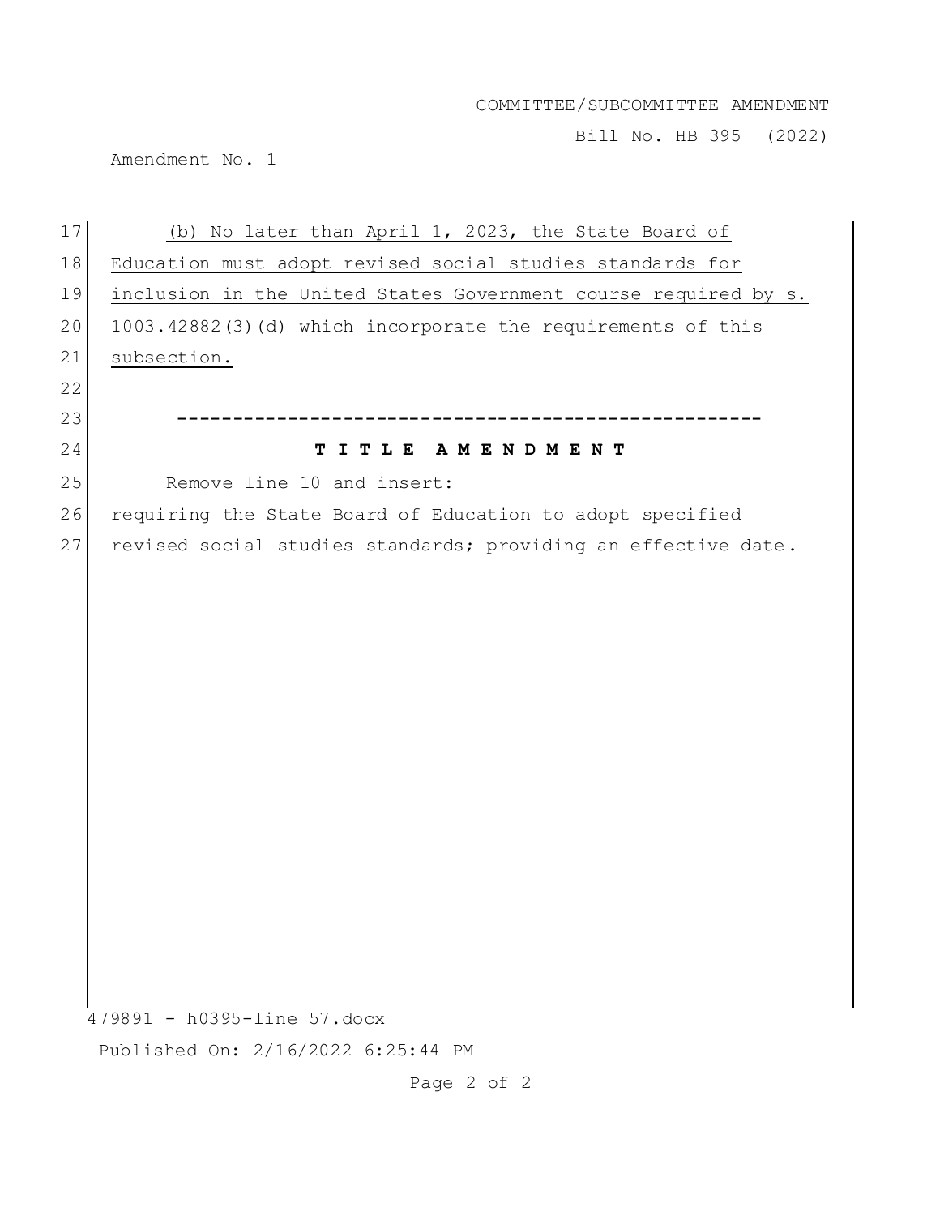(b) No later than April 1, 2023, the State Board of Education must adopt revised social studies standards for inclusion in the United States Government course required by s. 1003.42882(3)(d) which incorporate the requirements of this subsection.

-----------------------------------------------------

**T I T L E A M E N D M E N T**

Remove line 10 and insert:

requiring the State Board of Education to adopt specified revised social studies standards; providing an effective date.

479891 - h0395-line 57.docx

Published On: 2/16/2022 6:25:44 PM